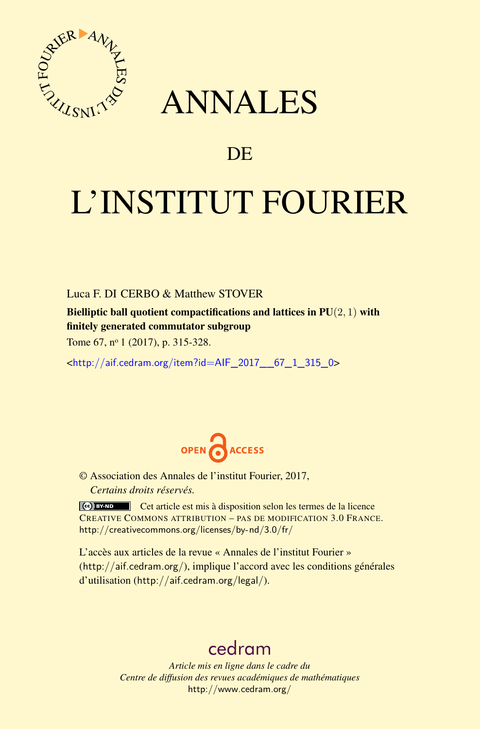# ANNALES

## DE

# L'INSTITUT FOURIER

Luca F. DI CERBO & Matthew STOVER

**Bielliptic ball quotient compactifications and lattices in PU$(2,1)$ with finitely generated commutator subgroup**

Tome 67, n$^{o}$ 1 (2017), p. 315-328.

<http://aif.cedram.org/item?id=AIF_2017__67_1_315_0>

OPEN ACCESS

© Association des Annales de l'institut Fourier, 2017,
*Certains droits réservés.*

Cet article est mis à disposition selon les termes de la licence CREATIVE COMMONS ATTRIBUTION – PAS DE MODIFICATION 3.0 FRANCE.
http://creativecommons.org/licenses/by-nd/3.0/fr/

L'accès aux articles de la revue « Annales de l'institut Fourier » (http://aif.cedram.org/), implique l'accord avec les conditions générales d'utilisation (http://aif.cedram.org/legal/).

cedram

*Article mis en ligne dans le cadre du*
*Centre de diffusion des revues académiques de mathématiques*
http://www.cedram.org/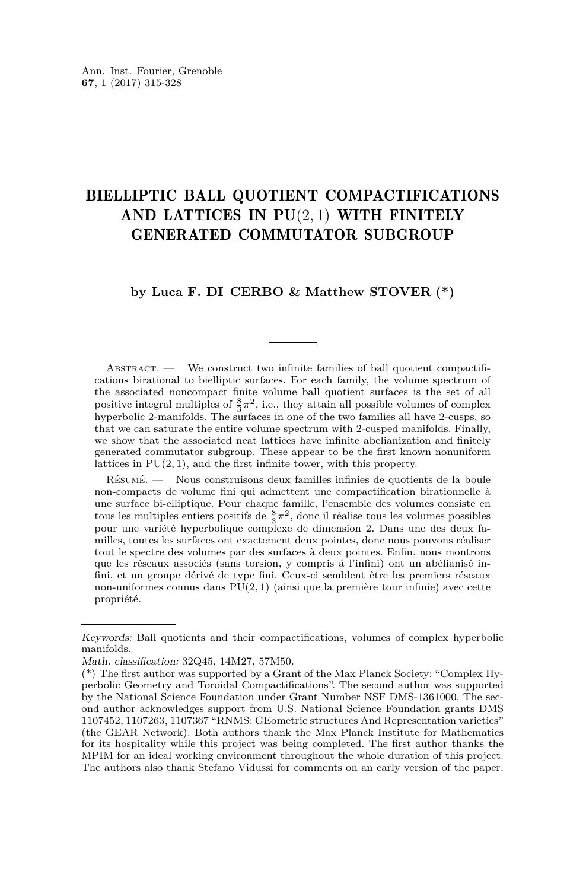# BIELLIPTIC BALL QUOTIENT COMPACTIFICATIONS AND LATTICES IN PU(2, 1) WITH FINITELY GENERATED COMMUTATOR SUBGROUP

**by Luca F. DI CERBO & Matthew STOVER (*)**

Abstract. — We construct two infinite families of ball quotient compactifications birational to bielliptic surfaces. For each family, the volume spectrum of the associated noncompact finite volume ball quotient surfaces is the set of all positive integral multiples of $\frac{8}{3}\pi^2$, i.e., they attain all possible volumes of complex hyperbolic 2-manifolds. The surfaces in one of the two families all have 2-cusps, so that we can saturate the entire volume spectrum with 2-cusped manifolds. Finally, we show that the associated neat lattices have infinite abelianization and finitely generated commutator subgroup. These appear to be the first known nonuniform lattices in PU(2, 1), and the first infinite tower, with this property.

Résumé. — Nous construisons deux familles infinies de quotients de la boule non-compacts de volume fini qui admettent une compactification birationnelle à une surface bi-elliptique. Pour chaque famille, l'ensemble des volumes consiste en tous les multiples entiers positifs de $\frac{8}{3}\pi^2$, donc il réalise tous les volumes possibles pour une variété hyperbolique complexe de dimension 2. Dans une des deux familles, toutes les surfaces ont exactement deux pointes, donc nous pouvons réaliser tout le spectre des volumes par des surfaces à deux pointes. Enfin, nous montrons que les réseaux associés (sans torsion, y compris á l'infini) ont un abélianisé infini, et un groupe dérivé de type fini. Ceux-ci semblent être les premiers réseaux non-uniformes connus dans PU(2, 1) (ainsi que la première tour infinie) avec cette propriété.

*Keywords:* Ball quotients and their compactifications, volumes of complex hyperbolic manifolds.

*Math. classification:* 32Q45, 14M27, 57M50.

(*) The first author was supported by a Grant of the Max Planck Society: "Complex Hyperbolic Geometry and Toroidal Compactifications". The second author was supported by the National Science Foundation under Grant Number NSF DMS-1361000. The second author acknowledges support from U.S. National Science Foundation grants DMS 1107452, 1107263, 1107367 "RNMS: GEometric structures And Representation varieties" (the GEAR Network). Both authors thank the Max Planck Institute for Mathematics for its hospitality while this project was being completed. The first author thanks the MPIM for an ideal working environment throughout the whole duration of this project. The authors also thank Stefano Vidussi for comments on an early version of the paper.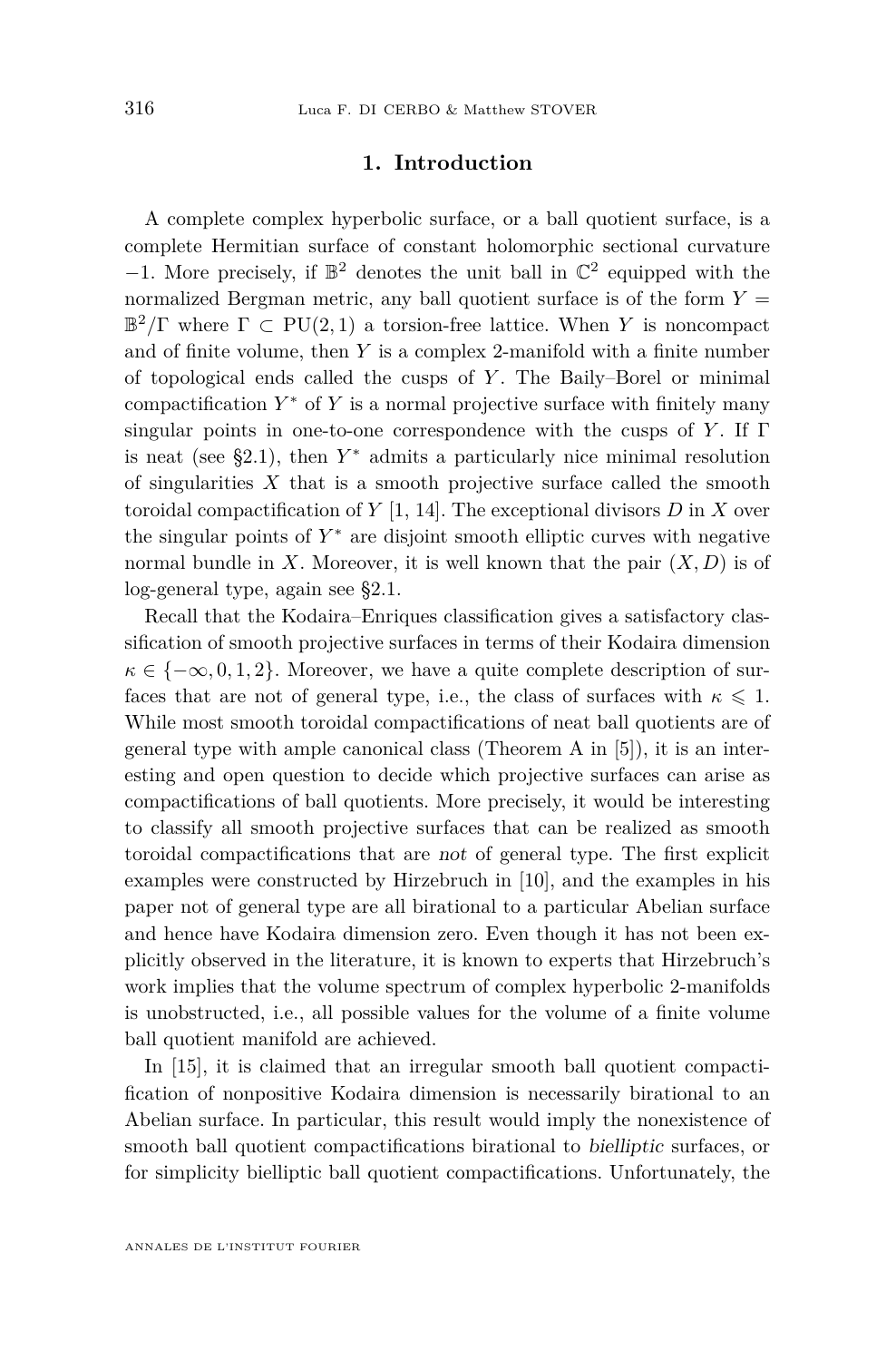## 1. Introduction

A complete complex hyperbolic surface, or a ball quotient surface, is a complete Hermitian surface of constant holomorphic sectional curvature $-1$. More precisely, if $\mathbb{B}^2$ denotes the unit ball in $\mathbb{C}^2$ equipped with the normalized Bergman metric, any ball quotient surface is of the form $Y = \mathbb{B}^2/\Gamma$ where $\Gamma \subset \mathrm{PU}(2,1)$ a torsion-free lattice. When $Y$ is noncompact and of finite volume, then $Y$ is a complex 2-manifold with a finite number of topological ends called the cusps of $Y$. The Baily–Borel or minimal compactification $Y^*$ of $Y$ is a normal projective surface with finitely many singular points in one-to-one correspondence with the cusps of $Y$. If $\Gamma$ is neat (see §2.1), then $Y^*$ admits a particularly nice minimal resolution of singularities $X$ that is a smooth projective surface called the smooth toroidal compactification of $Y$ [1, 14]. The exceptional divisors $D$ in $X$ over the singular points of $Y^*$ are disjoint smooth elliptic curves with negative normal bundle in $X$. Moreover, it is well known that the pair $(X, D)$ is of log-general type, again see §2.1.

Recall that the Kodaira–Enriques classification gives a satisfactory classification of smooth projective surfaces in terms of their Kodaira dimension $\kappa \in \{-\infty, 0, 1, 2\}$. Moreover, we have a quite complete description of surfaces that are not of general type, i.e., the class of surfaces with $\kappa \leqslant 1$. While most smooth toroidal compactifications of neat ball quotients are of general type with ample canonical class (Theorem A in [5]), it is an interesting and open question to decide which projective surfaces can arise as compactifications of ball quotients. More precisely, it would be interesting to classify all smooth projective surfaces that can be realized as smooth toroidal compactifications that are *not* of general type. The first explicit examples were constructed by Hirzebruch in [10], and the examples in his paper not of general type are all birational to a particular Abelian surface and hence have Kodaira dimension zero. Even though it has not been explicitly observed in the literature, it is known to experts that Hirzebruch's work implies that the volume spectrum of complex hyperbolic 2-manifolds is unobstructed, i.e., all possible values for the volume of a finite volume ball quotient manifold are achieved.

In [15], it is claimed that an irregular smooth ball quotient compactification of nonpositive Kodaira dimension is necessarily birational to an Abelian surface. In particular, this result would imply the nonexistence of smooth ball quotient compactifications birational to *bielliptic* surfaces, or for simplicity bielliptic ball quotient compactifications. Unfortunately, the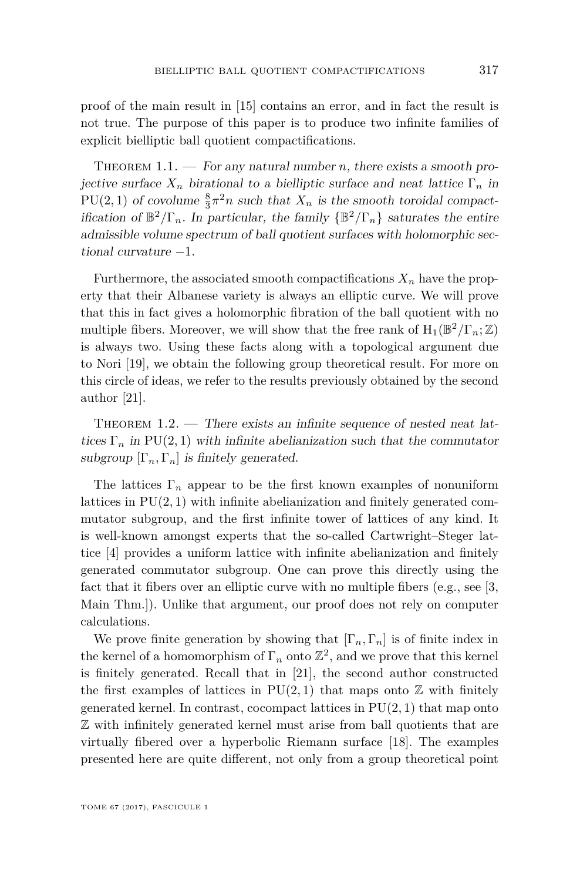proof of the main result in [15] contains an error, and in fact the result is not true. The purpose of this paper is to produce two infinite families of explicit bielliptic ball quotient compactifications.

Theorem 1.1. — *For any natural number $n$, there exists a smooth projective surface $X_n$ birational to a bielliptic surface and neat lattice $\Gamma_n$ in $\mathrm{PU}(2,1)$ of covolume $\frac{8}{3}\pi^2 n$ such that $X_n$ is the smooth toroidal compactification of $\mathbb{B}^2/\Gamma_n$. In particular, the family $\{\mathbb{B}^2/\Gamma_n\}$ saturates the entire admissible volume spectrum of ball quotient surfaces with holomorphic sectional curvature $-1$.*

Furthermore, the associated smooth compactifications $X_n$ have the property that their Albanese variety is always an elliptic curve. We will prove that this in fact gives a holomorphic fibration of the ball quotient with no multiple fibers. Moreover, we will show that the free rank of $\mathrm{H}_1(\mathbb{B}^2/\Gamma_n;\mathbb{Z})$ is always two. Using these facts along with a topological argument due to Nori [19], we obtain the following group theoretical result. For more on this circle of ideas, we refer to the results previously obtained by the second author [21].

Theorem 1.2. — *There exists an infinite sequence of nested neat lattices $\Gamma_n$ in $\mathrm{PU}(2,1)$ with infinite abelianization such that the commutator subgroup $[\Gamma_n,\Gamma_n]$ is finitely generated.*

The lattices $\Gamma_n$ appear to be the first known examples of nonuniform lattices in $\mathrm{PU}(2,1)$ with infinite abelianization and finitely generated commutator subgroup, and the first infinite tower of lattices of any kind. It is well-known amongst experts that the so-called Cartwright–Steger lattice [4] provides a uniform lattice with infinite abelianization and finitely generated commutator subgroup. One can prove this directly using the fact that it fibers over an elliptic curve with no multiple fibers (e.g., see [3, Main Thm.]). Unlike that argument, our proof does not rely on computer calculations.

We prove finite generation by showing that $[\Gamma_n,\Gamma_n]$ is of finite index in the kernel of a homomorphism of $\Gamma_n$ onto $\mathbb{Z}^2$, and we prove that this kernel is finitely generated. Recall that in [21], the second author constructed the first examples of lattices in $\mathrm{PU}(2,1)$ that maps onto $\mathbb{Z}$ with finitely generated kernel. In contrast, cocompact lattices in $\mathrm{PU}(2,1)$ that map onto $\mathbb{Z}$ with infinitely generated kernel must arise from ball quotients that are virtually fibered over a hyperbolic Riemann surface [18]. The examples presented here are quite different, not only from a group theoretical point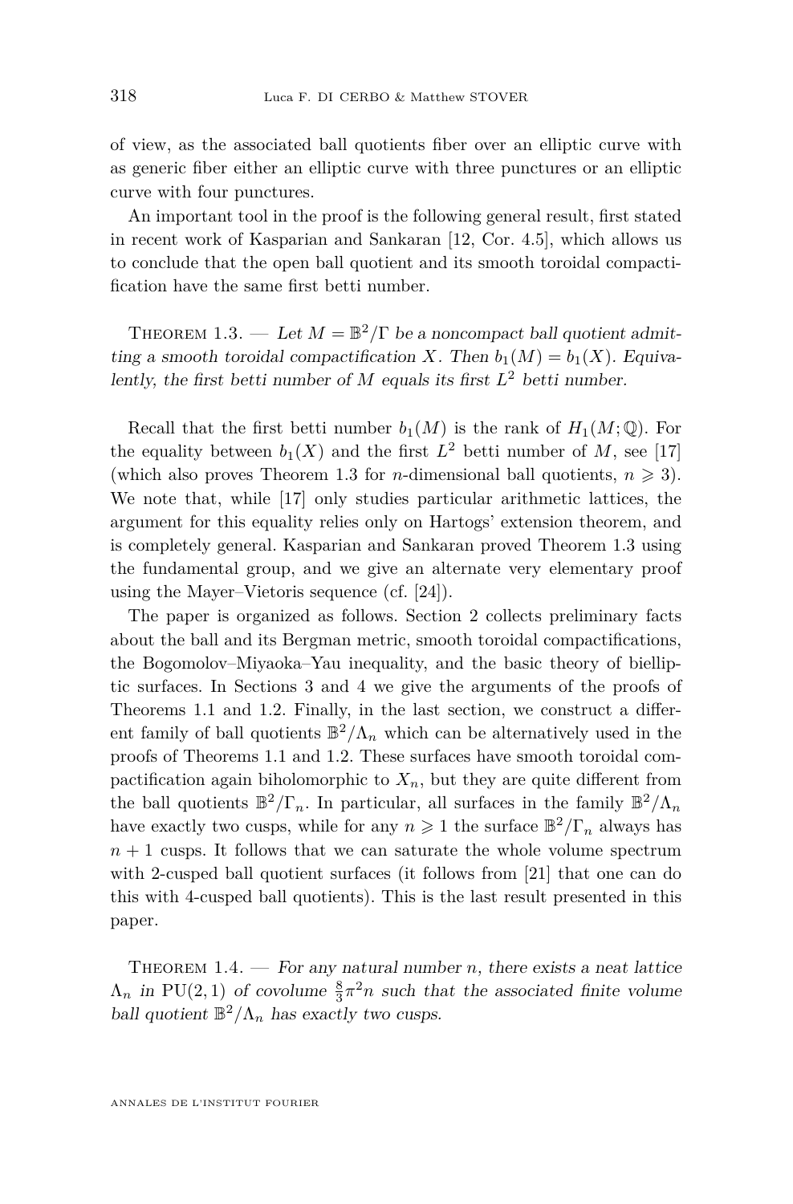of view, as the associated ball quotients fiber over an elliptic curve with as generic fiber either an elliptic curve with three punctures or an elliptic curve with four punctures.

An important tool in the proof is the following general result, first stated in recent work of Kasparian and Sankaran [12, Cor. 4.5], which allows us to conclude that the open ball quotient and its smooth toroidal compactification have the same first betti number.

Theorem 1.3. — *Let $M = \mathbb{B}^2/\Gamma$ be a noncompact ball quotient admitting a smooth toroidal compactification $X$. Then $b_1(M) = b_1(X)$. Equivalently, the first betti number of $M$ equals its first $L^2$ betti number.*

Recall that the first betti number $b_1(M)$ is the rank of $H_1(M; \mathbb{Q})$. For the equality between $b_1(X)$ and the first $L^2$ betti number of $M$, see [17] (which also proves Theorem 1.3 for $n$-dimensional ball quotients, $n \geqslant 3$). We note that, while [17] only studies particular arithmetic lattices, the argument for this equality relies only on Hartogs' extension theorem, and is completely general. Kasparian and Sankaran proved Theorem 1.3 using the fundamental group, and we give an alternate very elementary proof using the Mayer–Vietoris sequence (cf. [24]).

The paper is organized as follows. Section 2 collects preliminary facts about the ball and its Bergman metric, smooth toroidal compactifications, the Bogomolov–Miyaoka–Yau inequality, and the basic theory of bielliptic surfaces. In Sections 3 and 4 we give the arguments of the proofs of Theorems 1.1 and 1.2. Finally, in the last section, we construct a different family of ball quotients $\mathbb{B}^2/\Lambda_n$ which can be alternatively used in the proofs of Theorems 1.1 and 1.2. These surfaces have smooth toroidal compactification again biholomorphic to $X_n$, but they are quite different from the ball quotients $\mathbb{B}^2/\Gamma_n$. In particular, all surfaces in the family $\mathbb{B}^2/\Lambda_n$ have exactly two cusps, while for any $n \geqslant 1$ the surface $\mathbb{B}^2/\Gamma_n$ always has $n+1$ cusps. It follows that we can saturate the whole volume spectrum with 2-cusped ball quotient surfaces (it follows from [21] that one can do this with 4-cusped ball quotients). This is the last result presented in this paper.

Theorem 1.4. — *For any natural number $n$, there exists a neat lattice $\Lambda_n$ in $\mathrm{PU}(2,1)$ of covolume $\frac{8}{3}\pi^2 n$ such that the associated finite volume ball quotient $\mathbb{B}^2/\Lambda_n$ has exactly two cusps.*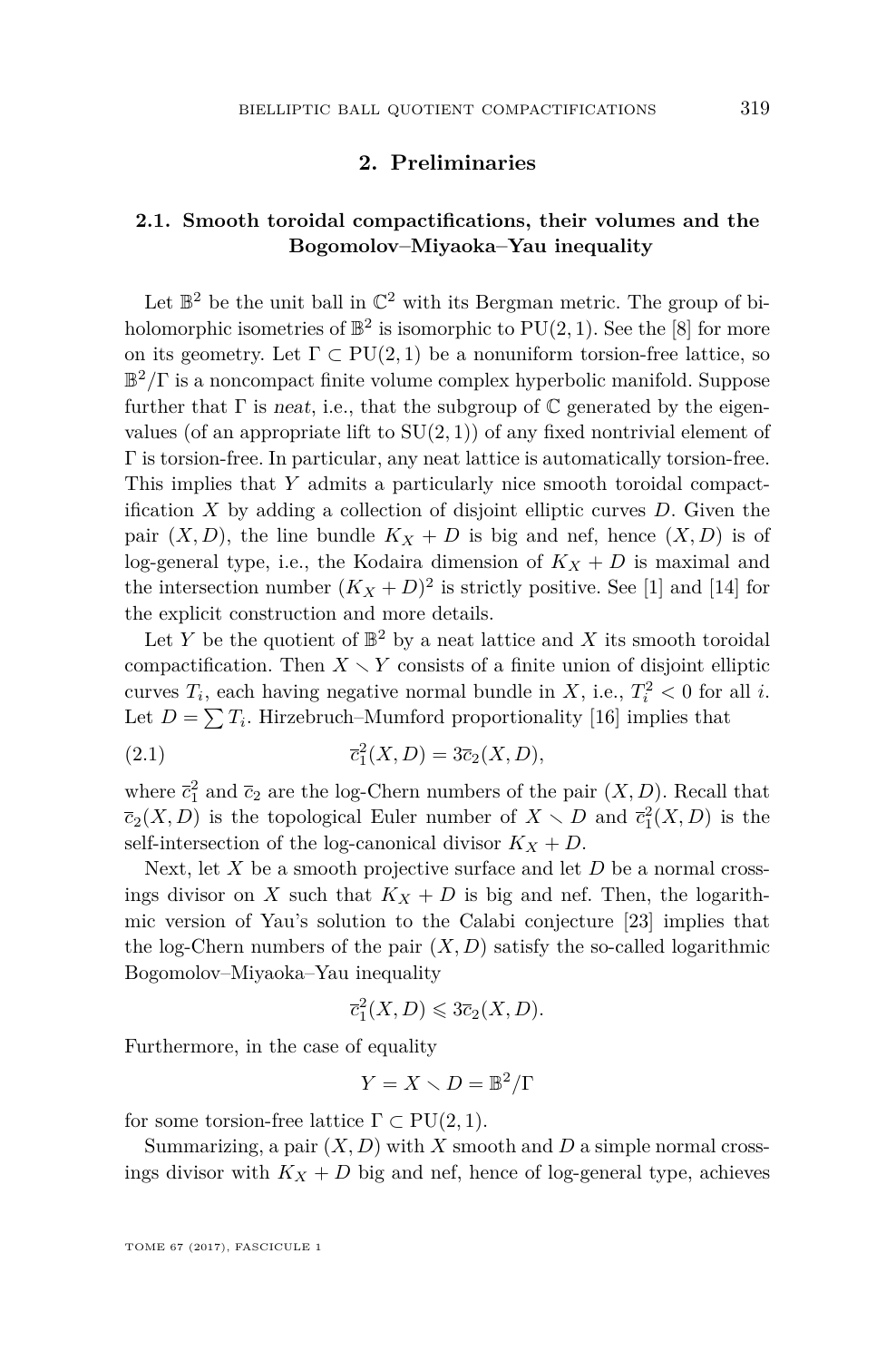## 2. Preliminaries

### 2.1. Smooth toroidal compactifications, their volumes and the Bogomolov–Miyaoka–Yau inequality

Let $\mathbb{B}^2$ be the unit ball in $\mathbb{C}^2$ with its Bergman metric. The group of biholomorphic isometries of $\mathbb{B}^2$ is isomorphic to $\mathrm{PU}(2,1)$. See the [8] for more on its geometry. Let $\Gamma \subset \mathrm{PU}(2,1)$ be a nonuniform torsion-free lattice, so $\mathbb{B}^2/\Gamma$ is a noncompact finite volume complex hyperbolic manifold. Suppose further that $\Gamma$ is *neat*, i.e., that the subgroup of $\mathbb{C}$ generated by the eigenvalues (of an appropriate lift to $\mathrm{SU}(2,1)$) of any fixed nontrivial element of $\Gamma$ is torsion-free. In particular, any neat lattice is automatically torsion-free. This implies that $Y$ admits a particularly nice smooth toroidal compactification $X$ by adding a collection of disjoint elliptic curves $D$. Given the pair $(X, D)$, the line bundle $K_X + D$ is big and nef, hence $(X, D)$ is of log-general type, i.e., the Kodaira dimension of $K_X + D$ is maximal and the intersection number $(K_X + D)^2$ is strictly positive. See [1] and [14] for the explicit construction and more details.

Let $Y$ be the quotient of $\mathbb{B}^2$ by a neat lattice and $X$ its smooth toroidal compactification. Then $X \smallsetminus Y$ consists of a finite union of disjoint elliptic curves $T_i$, each having negative normal bundle in $X$, i.e., $T_i^2 < 0$ for all $i$. Let $D = \sum T_i$. Hirzebruch–Mumford proportionality [16] implies that

$$\overline{c}_1^2(X, D) = 3\overline{c}_2(X, D), \tag{2.1}$$

where $\overline{c}_1^2$ and $\overline{c}_2$ are the log-Chern numbers of the pair $(X, D)$. Recall that $\overline{c}_2(X, D)$ is the topological Euler number of $X \smallsetminus D$ and $\overline{c}_1^2(X, D)$ is the self-intersection of the log-canonical divisor $K_X + D$.

Next, let $X$ be a smooth projective surface and let $D$ be a normal crossings divisor on $X$ such that $K_X + D$ is big and nef. Then, the logarithmic version of Yau's solution to the Calabi conjecture [23] implies that the log-Chern numbers of the pair $(X, D)$ satisfy the so-called logarithmic Bogomolov–Miyaoka–Yau inequality

$$\overline{c}_1^2(X, D) \leqslant 3\overline{c}_2(X, D).$$

Furthermore, in the case of equality

$$Y = X \smallsetminus D = \mathbb{B}^2/\Gamma$$

for some torsion-free lattice $\Gamma \subset \mathrm{PU}(2,1)$.

Summarizing, a pair $(X, D)$ with $X$ smooth and $D$ a simple normal crossings divisor with $K_X + D$ big and nef, hence of log-general type, achieves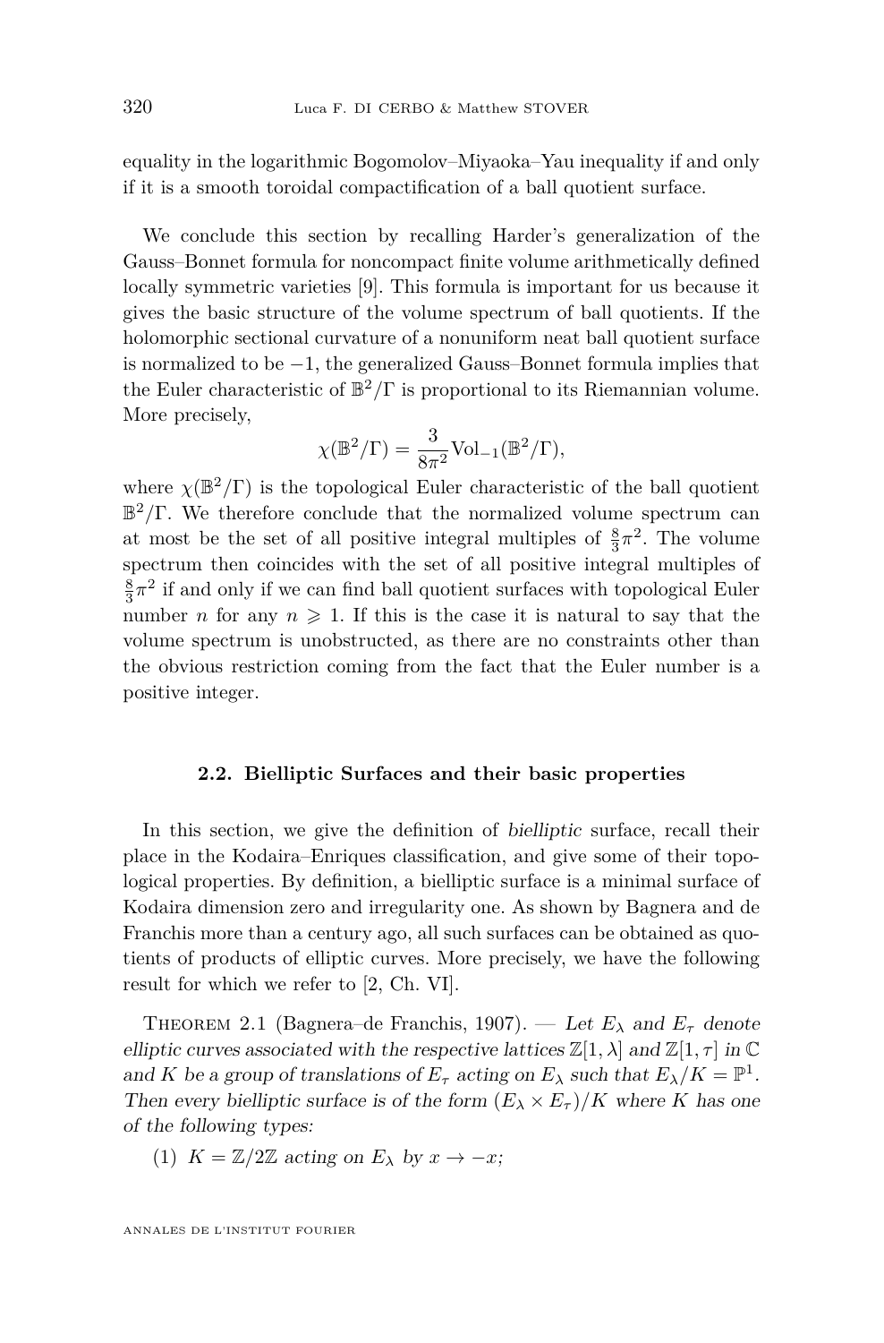equality in the logarithmic Bogomolov–Miyaoka–Yau inequality if and only if it is a smooth toroidal compactification of a ball quotient surface.

We conclude this section by recalling Harder's generalization of the Gauss–Bonnet formula for noncompact finite volume arithmetically defined locally symmetric varieties [9]. This formula is important for us because it gives the basic structure of the volume spectrum of ball quotients. If the holomorphic sectional curvature of a nonuniform neat ball quotient surface is normalized to be $-1$, the generalized Gauss–Bonnet formula implies that the Euler characteristic of $\mathbb{B}^2/\Gamma$ is proportional to its Riemannian volume. More precisely,

$$\chi(\mathbb{B}^2/\Gamma) = \frac{3}{8\pi^2}\mathrm{Vol}_{-1}(\mathbb{B}^2/\Gamma),$$

where $\chi(\mathbb{B}^2/\Gamma)$ is the topological Euler characteristic of the ball quotient $\mathbb{B}^2/\Gamma$. We therefore conclude that the normalized volume spectrum can at most be the set of all positive integral multiples of $\frac{8}{3}\pi^2$. The volume spectrum then coincides with the set of all positive integral multiples of $\frac{8}{3}\pi^2$ if and only if we can find ball quotient surfaces with topological Euler number $n$ for any $n \geqslant 1$. If this is the case it is natural to say that the volume spectrum is unobstructed, as there are no constraints other than the obvious restriction coming from the fact that the Euler number is a positive integer.

### 2.2. Bielliptic Surfaces and their basic properties

In this section, we give the definition of *bielliptic* surface, recall their place in the Kodaira–Enriques classification, and give some of their topological properties. By definition, a bielliptic surface is a minimal surface of Kodaira dimension zero and irregularity one. As shown by Bagnera and de Franchis more than a century ago, all such surfaces can be obtained as quotients of products of elliptic curves. More precisely, we have the following result for which we refer to [2, Ch. VI].

Theorem 2.1 (Bagnera–de Franchis, 1907). — *Let $E_\lambda$ and $E_\tau$ denote elliptic curves associated with the respective lattices $\mathbb{Z}[1,\lambda]$ and $\mathbb{Z}[1,\tau]$ in $\mathbb{C}$ and $K$ be a group of translations of $E_\tau$ acting on $E_\lambda$ such that $E_\lambda/K = \mathbb{P}^1$. Then every bielliptic surface is of the form $(E_\lambda \times E_\tau)/K$ where $K$ has one of the following types:*

(1) *$K = \mathbb{Z}/2\mathbb{Z}$ acting on $E_\lambda$ by $x \to -x$;*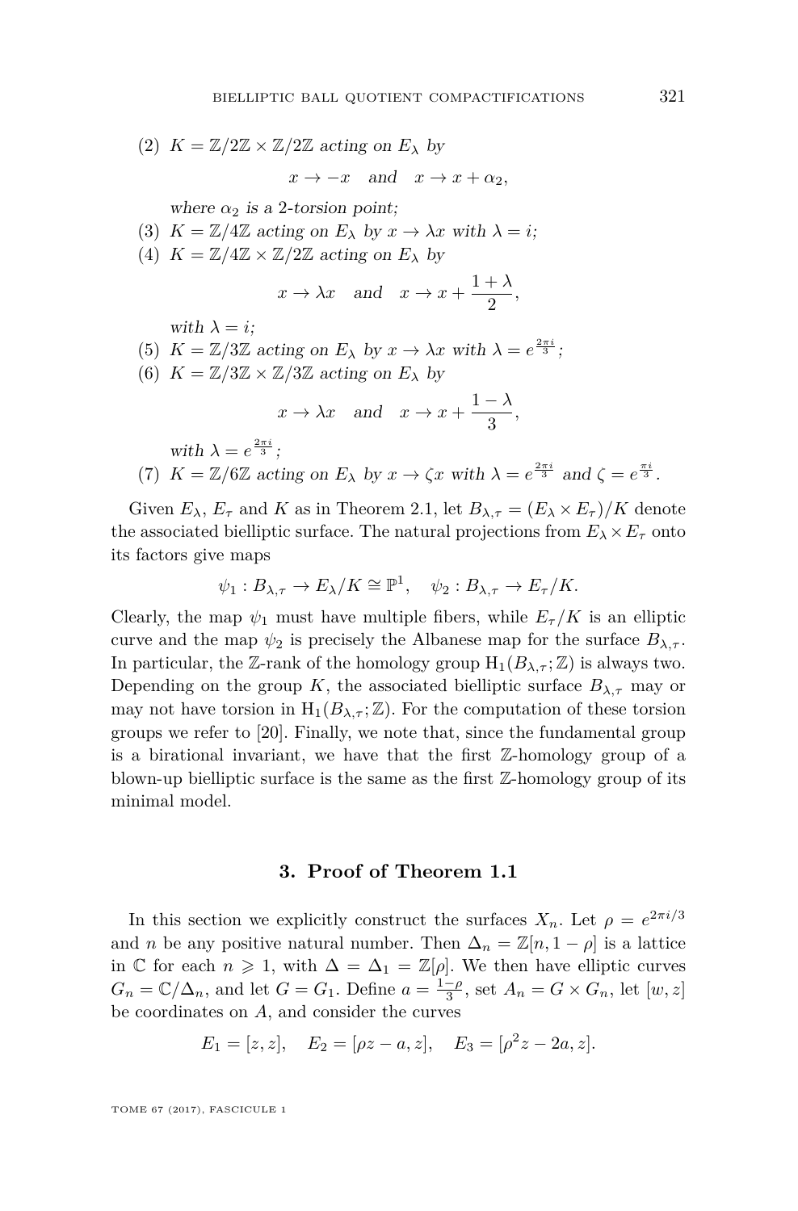(2) $K = \mathbb{Z}/2\mathbb{Z} \times \mathbb{Z}/2\mathbb{Z}$ *acting on* $E_\lambda$ *by*

$$x \to -x \quad \text{and} \quad x \to x + \alpha_2,$$

*where* $\alpha_2$ *is a* 2*-torsion point;*

(3) $K = \mathbb{Z}/4\mathbb{Z}$ *acting on* $E_\lambda$ *by* $x \to \lambda x$ *with* $\lambda = i$*;*

(4) $K = \mathbb{Z}/4\mathbb{Z} \times \mathbb{Z}/2\mathbb{Z}$ *acting on* $E_\lambda$ *by*

$$x \to \lambda x \quad \text{and} \quad x \to x + \frac{1+\lambda}{2},$$

*with* $\lambda = i$*;*

(5) $K = \mathbb{Z}/3\mathbb{Z}$ *acting on* $E_\lambda$ *by* $x \to \lambda x$ *with* $\lambda = e^{\frac{2\pi i}{3}}$*;*

(6) $K = \mathbb{Z}/3\mathbb{Z} \times \mathbb{Z}/3\mathbb{Z}$ *acting on* $E_\lambda$ *by*

$$x \to \lambda x \quad \text{and} \quad x \to x + \frac{1-\lambda}{3},$$

*with* $\lambda = e^{\frac{2\pi i}{3}}$*;*

(7) $K = \mathbb{Z}/6\mathbb{Z}$ *acting on* $E_\lambda$ *by* $x \to \zeta x$ *with* $\lambda = e^{\frac{2\pi i}{3}}$ *and* $\zeta = e^{\frac{\pi i}{3}}$*.*

Given $E_\lambda$, $E_\tau$ and $K$ as in Theorem 2.1, let $B_{\lambda,\tau} = (E_\lambda \times E_\tau)/K$ denote the associated bielliptic surface. The natural projections from $E_\lambda \times E_\tau$ onto its factors give maps

$$\psi_1 : B_{\lambda,\tau} \to E_\lambda/K \cong \mathbb{P}^1, \quad \psi_2 : B_{\lambda,\tau} \to E_\tau/K.$$

Clearly, the map $\psi_1$ must have multiple fibers, while $E_\tau/K$ is an elliptic curve and the map $\psi_2$ is precisely the Albanese map for the surface $B_{\lambda,\tau}$. In particular, the $\mathbb{Z}$-rank of the homology group $\mathrm{H}_1(B_{\lambda,\tau};\mathbb{Z})$ is always two. Depending on the group $K$, the associated bielliptic surface $B_{\lambda,\tau}$ may or may not have torsion in $\mathrm{H}_1(B_{\lambda,\tau};\mathbb{Z})$. For the computation of these torsion groups we refer to [20]. Finally, we note that, since the fundamental group is a birational invariant, we have that the first $\mathbb{Z}$-homology group of a blown-up bielliptic surface is the same as the first $\mathbb{Z}$-homology group of its minimal model.

## 3. Proof of Theorem 1.1

In this section we explicitly construct the surfaces $X_n$. Let $\rho = e^{2\pi i/3}$ and $n$ be any positive natural number. Then $\Delta_n = \mathbb{Z}[n, 1-\rho]$ is a lattice in $\mathbb{C}$ for each $n \geqslant 1$, with $\Delta = \Delta_1 = \mathbb{Z}[\rho]$. We then have elliptic curves $G_n = \mathbb{C}/\Delta_n$, and let $G = G_1$. Define $a = \frac{1-\rho}{3}$, set $A_n = G \times G_n$, let $[w, z]$ be coordinates on $A$, and consider the curves

$$E_1 = [z, z], \quad E_2 = [\rho z - a, z], \quad E_3 = [\rho^2 z - 2a, z].$$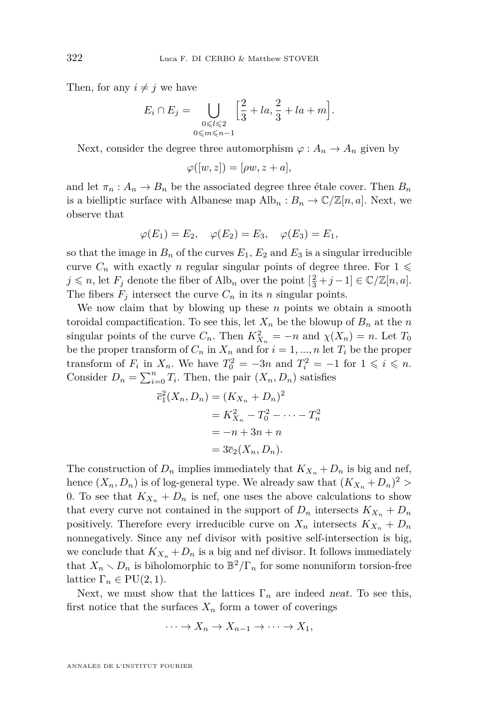Then, for any $i \neq j$ we have

$$E_i \cap E_j = \bigcup_{\substack{0 \leqslant l \leqslant 2 \\ 0 \leqslant m \leqslant n-1}} \Big[\frac{2}{3} + la, \frac{2}{3} + la + m\Big].$$

Next, consider the degree three automorphism $\varphi : A_n \to A_n$ given by

$$\varphi([w, z]) = [\rho w, z + a],$$

and let $\pi_n : A_n \to B_n$ be the associated degree three étale cover. Then $B_n$ is a bielliptic surface with Albanese map $\mathrm{Alb}_n : B_n \to \mathbb{C}/\mathbb{Z}[n, a]$. Next, we observe that

$$\varphi(E_1) = E_2, \quad \varphi(E_2) = E_3, \quad \varphi(E_3) = E_1,$$

so that the image in $B_n$ of the curves $E_1$, $E_2$ and $E_3$ is a singular irreducible curve $C_n$ with exactly $n$ regular singular points of degree three. For $1 \leqslant j \leqslant n$, let $F_j$ denote the fiber of $\mathrm{Alb}_n$ over the point $[\frac{2}{3} + j - 1] \in \mathbb{C}/\mathbb{Z}[n, a]$. The fibers $F_j$ intersect the curve $C_n$ in its $n$ singular points.

We now claim that by blowing up these $n$ points we obtain a smooth toroidal compactification. To see this, let $X_n$ be the blowup of $B_n$ at the $n$ singular points of the curve $C_n$. Then $K^2_{X_n} = -n$ and $\chi(X_n) = n$. Let $T_0$ be the proper transform of $C_n$ in $X_n$ and for $i = 1, ..., n$ let $T_i$ be the proper transform of $F_i$ in $X_n$. We have $T_0^2 = -3n$ and $T_i^2 = -1$ for $1 \leqslant i \leqslant n$. Consider $D_n = \sum_{i=0}^{n} T_i$. Then, the pair $(X_n, D_n)$ satisfies

$$\begin{aligned}
\overline{c}_1^2(X_n, D_n) &= (K_{X_n} + D_n)^2 \\
&= K^2_{X_n} - T_0^2 - \cdots - T_n^2 \\
&= -n + 3n + n \\
&= 3\overline{c}_2(X_n, D_n).
\end{aligned}$$

The construction of $D_n$ implies immediately that $K_{X_n} + D_n$ is big and nef, hence $(X_n, D_n)$ is of log-general type. We already saw that $(K_{X_n} + D_n)^2 > 0$. To see that $K_{X_n} + D_n$ is nef, one uses the above calculations to show that every curve not contained in the support of $D_n$ intersects $K_{X_n} + D_n$ positively. Therefore every irreducible curve on $X_n$ intersects $K_{X_n} + D_n$ nonnegatively. Since any nef divisor with positive self-intersection is big, we conclude that $K_{X_n} + D_n$ is a big and nef divisor. It follows immediately that $X_n \smallsetminus D_n$ is biholomorphic to $\mathbb{B}^2/\Gamma_n$ for some nonuniform torsion-free lattice $\Gamma_n \in \mathrm{PU}(2, 1)$.

Next, we must show that the lattices $\Gamma_n$ are indeed *neat*. To see this, first notice that the surfaces $X_n$ form a tower of coverings

$$\cdots \to X_n \to X_{n-1} \to \cdots \to X_1,$$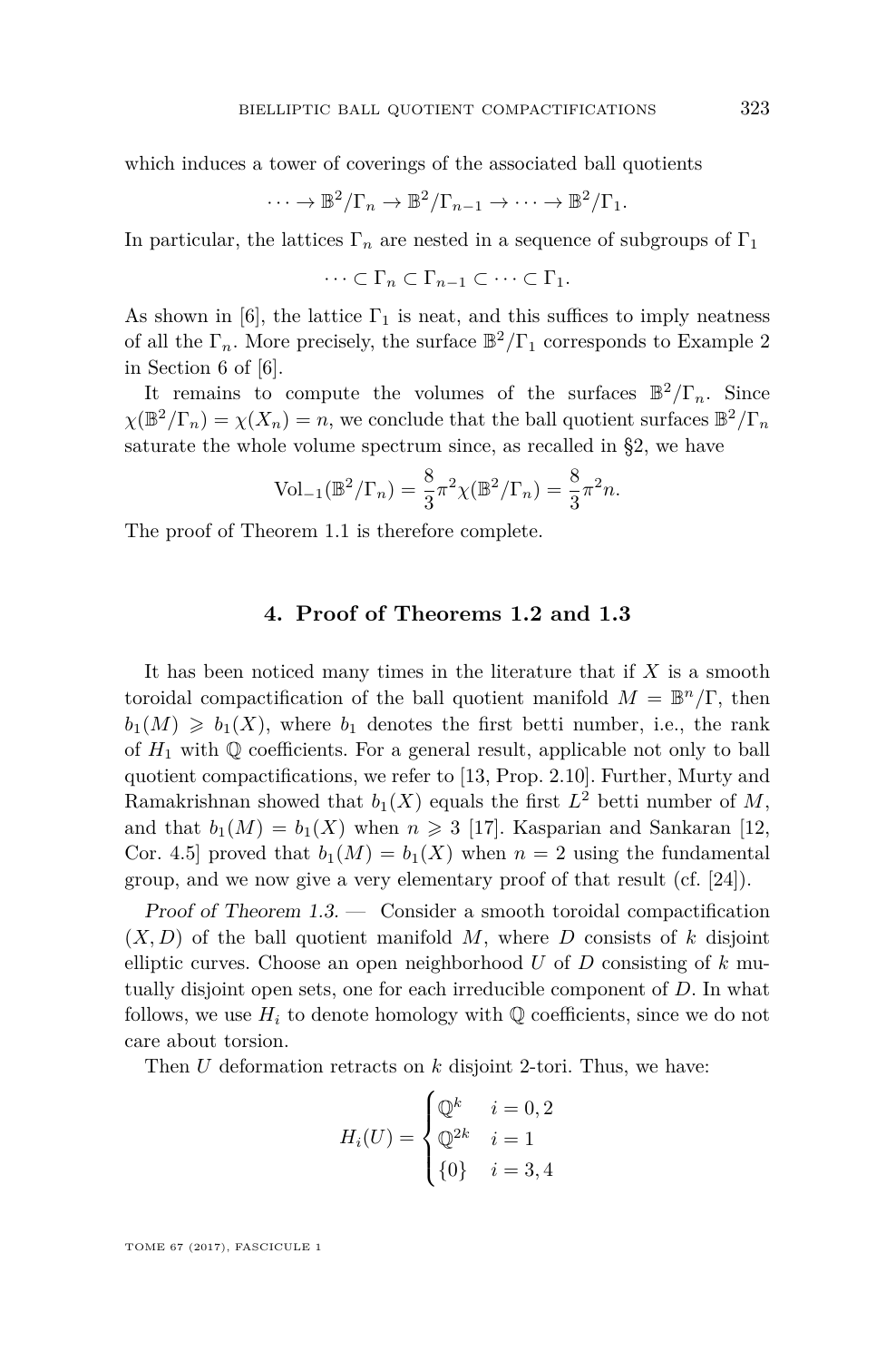which induces a tower of coverings of the associated ball quotients

$$\cdots \to \mathbb{B}^2/\Gamma_n \to \mathbb{B}^2/\Gamma_{n-1} \to \cdots \to \mathbb{B}^2/\Gamma_1.$$

In particular, the lattices $\Gamma_n$ are nested in a sequence of subgroups of $\Gamma_1$

$$\cdots \subset \Gamma_n \subset \Gamma_{n-1} \subset \cdots \subset \Gamma_1.$$

As shown in [6], the lattice $\Gamma_1$ is neat, and this suffices to imply neatness of all the $\Gamma_n$. More precisely, the surface $\mathbb{B}^2/\Gamma_1$ corresponds to Example 2 in Section 6 of [6].

It remains to compute the volumes of the surfaces $\mathbb{B}^2/\Gamma_n$. Since $\chi(\mathbb{B}^2/\Gamma_n) = \chi(X_n) = n$, we conclude that the ball quotient surfaces $\mathbb{B}^2/\Gamma_n$ saturate the whole volume spectrum since, as recalled in §2, we have

$$\mathrm{Vol}_{-1}(\mathbb{B}^2/\Gamma_n) = \frac{8}{3}\pi^2\chi(\mathbb{B}^2/\Gamma_n) = \frac{8}{3}\pi^2 n.$$

The proof of Theorem 1.1 is therefore complete.

## 4. Proof of Theorems 1.2 and 1.3

It has been noticed many times in the literature that if $X$ is a smooth toroidal compactification of the ball quotient manifold $M = \mathbb{B}^n/\Gamma$, then $b_1(M) \geqslant b_1(X)$, where $b_1$ denotes the first betti number, i.e., the rank of $H_1$ with $\mathbb{Q}$ coefficients. For a general result, applicable not only to ball quotient compactifications, we refer to [13, Prop. 2.10]. Further, Murty and Ramakrishnan showed that $b_1(X)$ equals the first $L^2$ betti number of $M$, and that $b_1(M) = b_1(X)$ when $n \geqslant 3$ [17]. Kasparian and Sankaran [12, Cor. 4.5] proved that $b_1(M) = b_1(X)$ when $n = 2$ using the fundamental group, and we now give a very elementary proof of that result (cf. [24]).

*Proof of Theorem 1.3.* — Consider a smooth toroidal compactification $(X, D)$ of the ball quotient manifold $M$, where $D$ consists of $k$ disjoint elliptic curves. Choose an open neighborhood $U$ of $D$ consisting of $k$ mutually disjoint open sets, one for each irreducible component of $D$. In what follows, we use $H_i$ to denote homology with $\mathbb{Q}$ coefficients, since we do not care about torsion.

Then $U$ deformation retracts on $k$ disjoint 2-tori. Thus, we have:

$$H_i(U) = \begin{cases} \mathbb{Q}^k & i = 0, 2 \\ \mathbb{Q}^{2k} & i = 1 \\ \{0\} & i = 3, 4 \end{cases}$$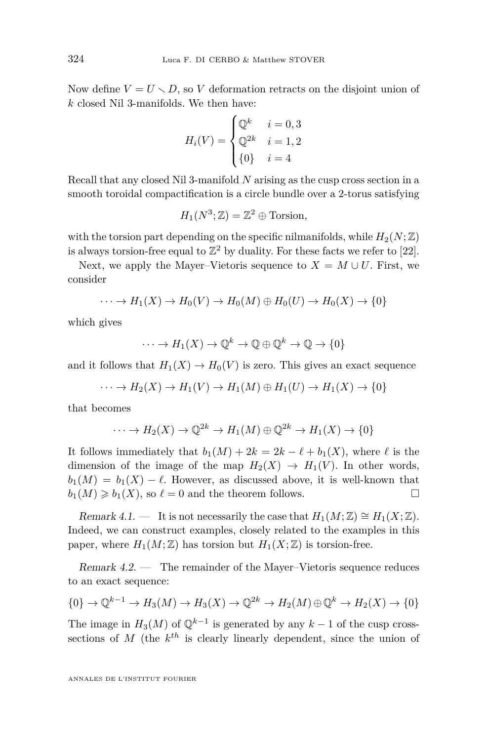Now define $V = U \smallsetminus D$, so $V$ deformation retracts on the disjoint union of $k$ closed Nil 3-manifolds. We then have:

$$H_i(V) = \begin{cases} \mathbb{Q}^k & i = 0, 3 \\ \mathbb{Q}^{2k} & i = 1, 2 \\ \{0\} & i = 4 \end{cases}$$

Recall that any closed Nil 3-manifold $N$ arising as the cusp cross section in a smooth toroidal compactification is a circle bundle over a 2-torus satisfying

$$H_1(N^3; \mathbb{Z}) = \mathbb{Z}^2 \oplus \text{Torsion},$$

with the torsion part depending on the specific nilmanifolds, while $H_2(N; \mathbb{Z})$ is always torsion-free equal to $\mathbb{Z}^2$ by duality. For these facts we refer to [22].

Next, we apply the Mayer–Vietoris sequence to $X = M \cup U$. First, we consider

$$\cdots \to H_1(X) \to H_0(V) \to H_0(M) \oplus H_0(U) \to H_0(X) \to \{0\}$$

which gives

$$\cdots \to H_1(X) \to \mathbb{Q}^k \to \mathbb{Q} \oplus \mathbb{Q}^k \to \mathbb{Q} \to \{0\}$$

and it follows that $H_1(X) \to H_0(V)$ is zero. This gives an exact sequence

$$\cdots \to H_2(X) \to H_1(V) \to H_1(M) \oplus H_1(U) \to H_1(X) \to \{0\}$$

that becomes

$$\cdots \to H_2(X) \to \mathbb{Q}^{2k} \to H_1(M) \oplus \mathbb{Q}^{2k} \to H_1(X) \to \{0\}$$

It follows immediately that $b_1(M) + 2k = 2k - \ell + b_1(X)$, where $\ell$ is the dimension of the image of the map $H_2(X) \to H_1(V)$. In other words, $b_1(M) = b_1(X) - \ell$. However, as discussed above, it is well-known that $b_1(M) \geqslant b_1(X)$, so $\ell = 0$ and the theorem follows. □

*Remark 4.1.* — It is not necessarily the case that $H_1(M; \mathbb{Z}) \cong H_1(X; \mathbb{Z})$. Indeed, we can construct examples, closely related to the examples in this paper, where $H_1(M; \mathbb{Z})$ has torsion but $H_1(X; \mathbb{Z})$ is torsion-free.

*Remark 4.2.* — The remainder of the Mayer–Vietoris sequence reduces to an exact sequence:

$$\{0\} \to \mathbb{Q}^{k-1} \to H_3(M) \to H_3(X) \to \mathbb{Q}^{2k} \to H_2(M) \oplus \mathbb{Q}^k \to H_2(X) \to \{0\}$$

The image in $H_3(M)$ of $\mathbb{Q}^{k-1}$ is generated by any $k-1$ of the cusp cross-sections of $M$ (the $k^{th}$ is clearly linearly dependent, since the union of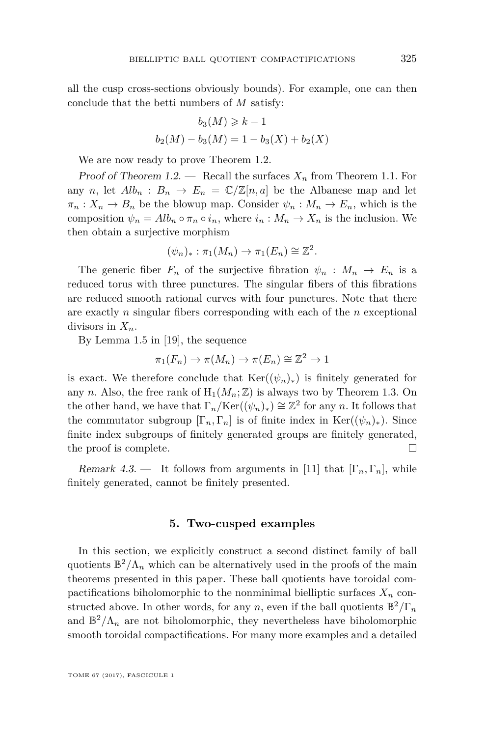all the cusp cross-sections obviously bounds). For example, one can then conclude that the betti numbers of $M$ satisfy:

$$b_3(M) \geqslant k - 1$$
$$b_2(M) - b_3(M) = 1 - b_3(X) + b_2(X)$$

We are now ready to prove Theorem 1.2.

*Proof of Theorem 1.2.* — Recall the surfaces $X_n$ from Theorem 1.1. For any $n$, let $Alb_n : B_n \to E_n = \mathbb{C}/\mathbb{Z}[n, a]$ be the Albanese map and let $\pi_n : X_n \to B_n$ be the blowup map. Consider $\psi_n : M_n \to E_n$, which is the composition $\psi_n = Alb_n \circ \pi_n \circ i_n$, where $i_n : M_n \to X_n$ is the inclusion. We then obtain a surjective morphism

$$(\psi_n)_* : \pi_1(M_n) \to \pi_1(E_n) \cong \mathbb{Z}^2.$$

The generic fiber $F_n$ of the surjective fibration $\psi_n : M_n \to E_n$ is a reduced torus with three punctures. The singular fibers of this fibrations are reduced smooth rational curves with four punctures. Note that there are exactly $n$ singular fibers corresponding with each of the $n$ exceptional divisors in $X_n$.

By Lemma 1.5 in [19], the sequence

$$\pi_1(F_n) \to \pi(M_n) \to \pi(E_n) \cong \mathbb{Z}^2 \to 1$$

is exact. We therefore conclude that $\mathrm{Ker}((\psi_n)_*)$ is finitely generated for any $n$. Also, the free rank of $\mathrm{H}_1(M_n; \mathbb{Z})$ is always two by Theorem 1.3. On the other hand, we have that $\Gamma_n/\mathrm{Ker}((\psi_n)_*) \cong \mathbb{Z}^2$ for any $n$. It follows that the commutator subgroup $[\Gamma_n, \Gamma_n]$ is of finite index in $\mathrm{Ker}((\psi_n)_*)$. Since finite index subgroups of finitely generated groups are finitely generated, the proof is complete. □

*Remark 4.3.* — It follows from arguments in [11] that $[\Gamma_n, \Gamma_n]$, while finitely generated, cannot be finitely presented.

## 5. Two-cusped examples

In this section, we explicitly construct a second distinct family of ball quotients $\mathbb{B}^2/\Lambda_n$ which can be alternatively used in the proofs of the main theorems presented in this paper. These ball quotients have toroidal compactifications biholomorphic to the nonminimal bielliptic surfaces $X_n$ constructed above. In other words, for any $n$, even if the ball quotients $\mathbb{B}^2/\Gamma_n$ and $\mathbb{B}^2/\Lambda_n$ are not biholomorphic, they nevertheless have biholomorphic smooth toroidal compactifications. For many more examples and a detailed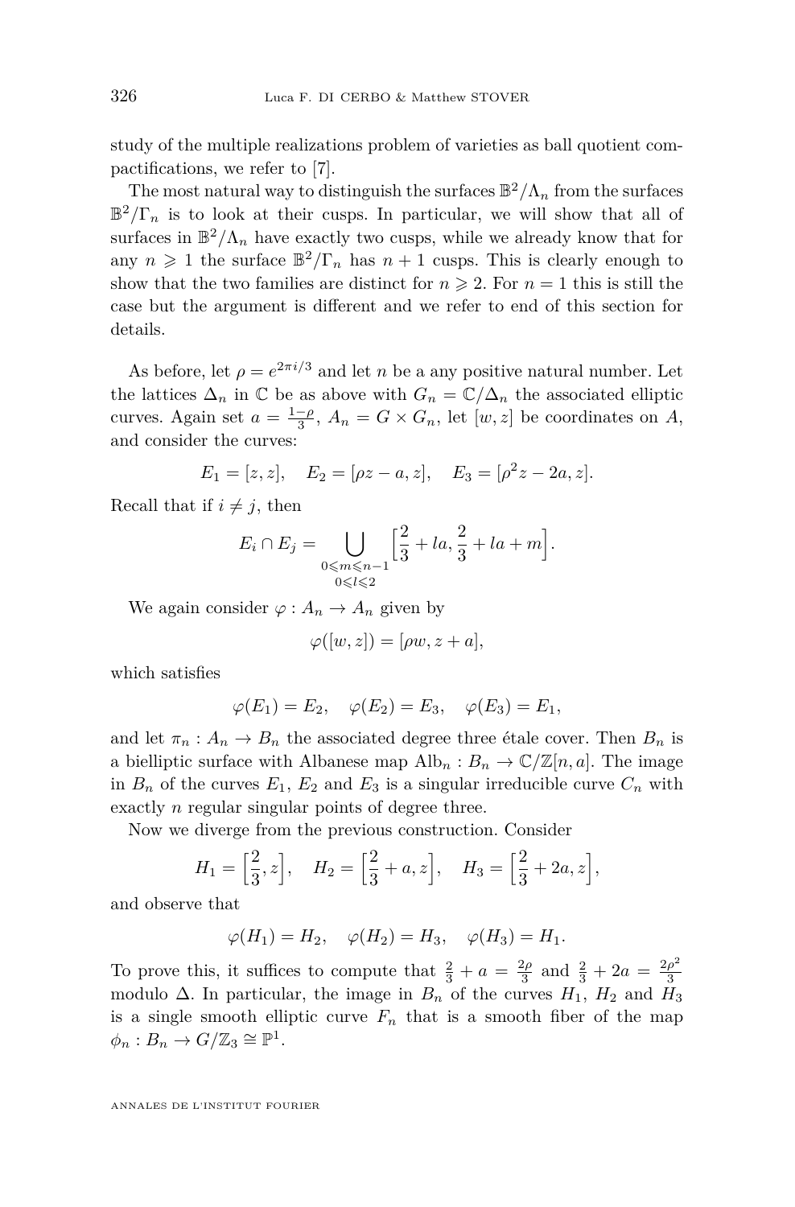study of the multiple realizations problem of varieties as ball quotient compactifications, we refer to [7].

The most natural way to distinguish the surfaces $\mathbb{B}^2/\Lambda_n$ from the surfaces $\mathbb{B}^2/\Gamma_n$ is to look at their cusps. In particular, we will show that all of surfaces in $\mathbb{B}^2/\Lambda_n$ have exactly two cusps, while we already know that for any $n \geqslant 1$ the surface $\mathbb{B}^2/\Gamma_n$ has $n+1$ cusps. This is clearly enough to show that the two families are distinct for $n \geqslant 2$. For $n=1$ this is still the case but the argument is different and we refer to end of this section for details.

As before, let $\rho = e^{2\pi i/3}$ and let $n$ be a any positive natural number. Let the lattices $\Delta_n$ in $\mathbb{C}$ be as above with $G_n = \mathbb{C}/\Delta_n$ the associated elliptic curves. Again set $a = \frac{1-\rho}{3}$, $A_n = G \times G_n$, let $[w,z]$ be coordinates on $A$, and consider the curves:

$$E_1 = [z,z], \quad E_2 = [\rho z - a, z], \quad E_3 = [\rho^2 z - 2a, z].$$

Recall that if $i \neq j$, then

$$E_i \cap E_j = \bigcup_{\substack{0 \leqslant m \leqslant n-1 \\ 0 \leqslant l \leqslant 2}} \Big[\frac{2}{3} + la, \frac{2}{3} + la + m\Big].$$

We again consider $\varphi : A_n \to A_n$ given by

$$\varphi([w,z]) = [\rho w, z + a],$$

which satisfies

$$\varphi(E_1) = E_2, \quad \varphi(E_2) = E_3, \quad \varphi(E_3) = E_1,$$

and let $\pi_n : A_n \to B_n$ the associated degree three étale cover. Then $B_n$ is a bielliptic surface with Albanese map $\mathrm{Alb}_n : B_n \to \mathbb{C}/\mathbb{Z}[n,a]$. The image in $B_n$ of the curves $E_1$, $E_2$ and $E_3$ is a singular irreducible curve $C_n$ with exactly $n$ regular singular points of degree three.

Now we diverge from the previous construction. Consider

$$H_1 = \Big[\frac{2}{3}, z\Big], \quad H_2 = \Big[\frac{2}{3} + a, z\Big], \quad H_3 = \Big[\frac{2}{3} + 2a, z\Big],$$

and observe that

$$\varphi(H_1) = H_2, \quad \varphi(H_2) = H_3, \quad \varphi(H_3) = H_1.$$

To prove this, it suffices to compute that $\frac{2}{3} + a = \frac{2\rho}{3}$ and $\frac{2}{3} + 2a = \frac{2\rho^2}{3}$ modulo $\Delta$. In particular, the image in $B_n$ of the curves $H_1$, $H_2$ and $H_3$ is a single smooth elliptic curve $F_n$ that is a smooth fiber of the map $\phi_n : B_n \to G/\mathbb{Z}_3 \cong \mathbb{P}^1$.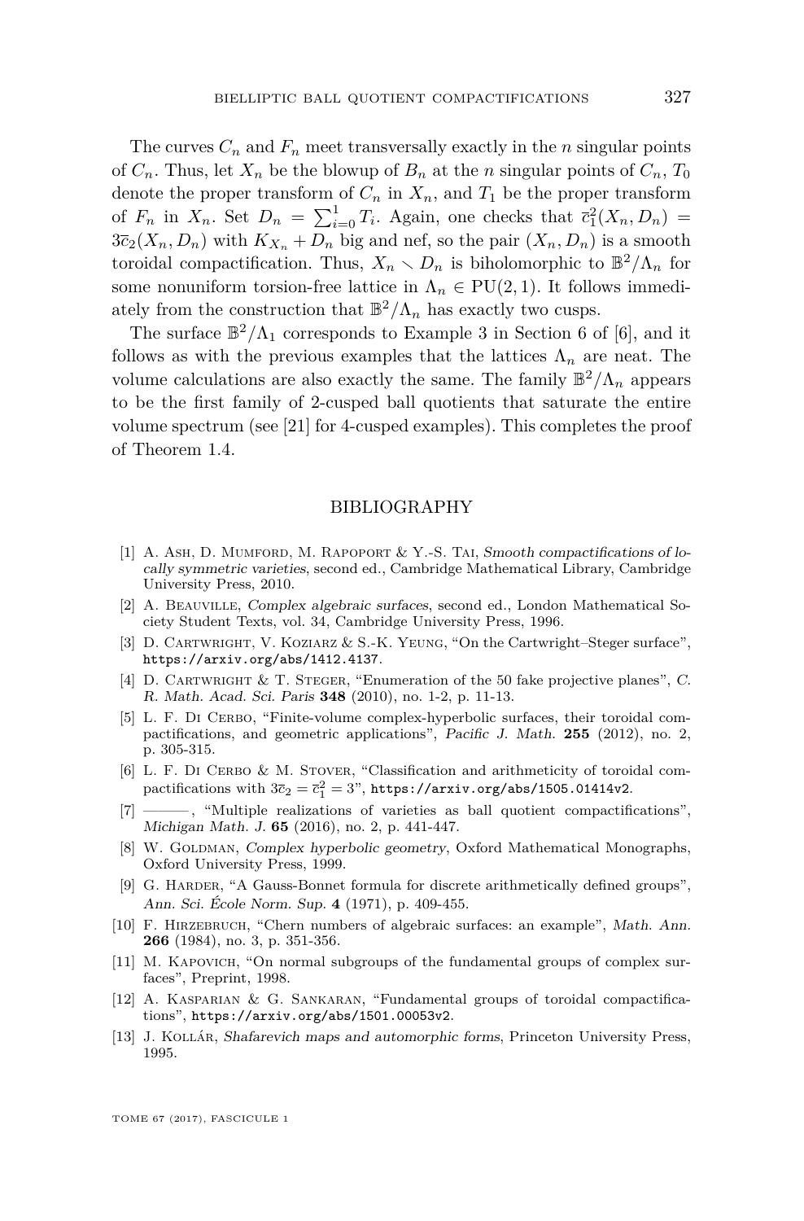The curves $C_n$ and $F_n$ meet transversally exactly in the $n$ singular points of $C_n$. Thus, let $X_n$ be the blowup of $B_n$ at the $n$ singular points of $C_n$, $T_0$ denote the proper transform of $C_n$ in $X_n$, and $T_1$ be the proper transform of $F_n$ in $X_n$. Set $D_n = \sum_{i=0}^{1} T_i$. Again, one checks that $\overline{c}_1^2(X_n, D_n) = 3\overline{c}_2(X_n, D_n)$ with $K_{X_n} + D_n$ big and nef, so the pair $(X_n, D_n)$ is a smooth toroidal compactification. Thus, $X_n \smallsetminus D_n$ is biholomorphic to $\mathbb{B}^2/\Lambda_n$ for some nonuniform torsion-free lattice in $\Lambda_n \in \mathrm{PU}(2,1)$. It follows immediately from the construction that $\mathbb{B}^2/\Lambda_n$ has exactly two cusps.

The surface $\mathbb{B}^2/\Lambda_1$ corresponds to Example 3 in Section 6 of [6], and it follows as with the previous examples that the lattices $\Lambda_n$ are neat. The volume calculations are also exactly the same. The family $\mathbb{B}^2/\Lambda_n$ appears to be the first family of 2-cusped ball quotients that saturate the entire volume spectrum (see [21] for 4-cusped examples). This completes the proof of Theorem 1.4.

## BIBLIOGRAPHY

[1] A. Ash, D. Mumford, M. Rapoport & Y.-S. Tai, *Smooth compactifications of locally symmetric varieties*, second ed., Cambridge Mathematical Library, Cambridge University Press, 2010.

[2] A. Beauville, *Complex algebraic surfaces*, second ed., London Mathematical Society Student Texts, vol. 34, Cambridge University Press, 1996.

[3] D. Cartwright, V. Koziarz & S.-K. Yeung, "On the Cartwright–Steger surface", https://arxiv.org/abs/1412.4137.

[4] D. Cartwright & T. Steger, "Enumeration of the 50 fake projective planes", *C. R. Math. Acad. Sci. Paris* **348** (2010), no. 1-2, p. 11-13.

[5] L. F. Di Cerbo, "Finite-volume complex-hyperbolic surfaces, their toroidal compactifications, and geometric applications", *Pacific J. Math.* **255** (2012), no. 2, p. 305-315.

[6] L. F. Di Cerbo & M. Stover, "Classification and arithmeticity of toroidal compactifications with $3\overline{c}_2 = \overline{c}_1^2 = 3$", https://arxiv.org/abs/1505.01414v2.

[7] ———, "Multiple realizations of varieties as ball quotient compactifications", *Michigan Math. J.* **65** (2016), no. 2, p. 441-447.

[8] W. Goldman, *Complex hyperbolic geometry*, Oxford Mathematical Monographs, Oxford University Press, 1999.

[9] G. Harder, "A Gauss-Bonnet formula for discrete arithmetically defined groups", *Ann. Sci. École Norm. Sup.* **4** (1971), p. 409-455.

[10] F. Hirzebruch, "Chern numbers of algebraic surfaces: an example", *Math. Ann.* **266** (1984), no. 3, p. 351-356.

[11] M. Kapovich, "On normal subgroups of the fundamental groups of complex surfaces", Preprint, 1998.

[12] A. Kasparian & G. Sankaran, "Fundamental groups of toroidal compactifications", https://arxiv.org/abs/1501.00053v2.

[13] J. Kollár, *Shafarevich maps and automorphic forms*, Princeton University Press, 1995.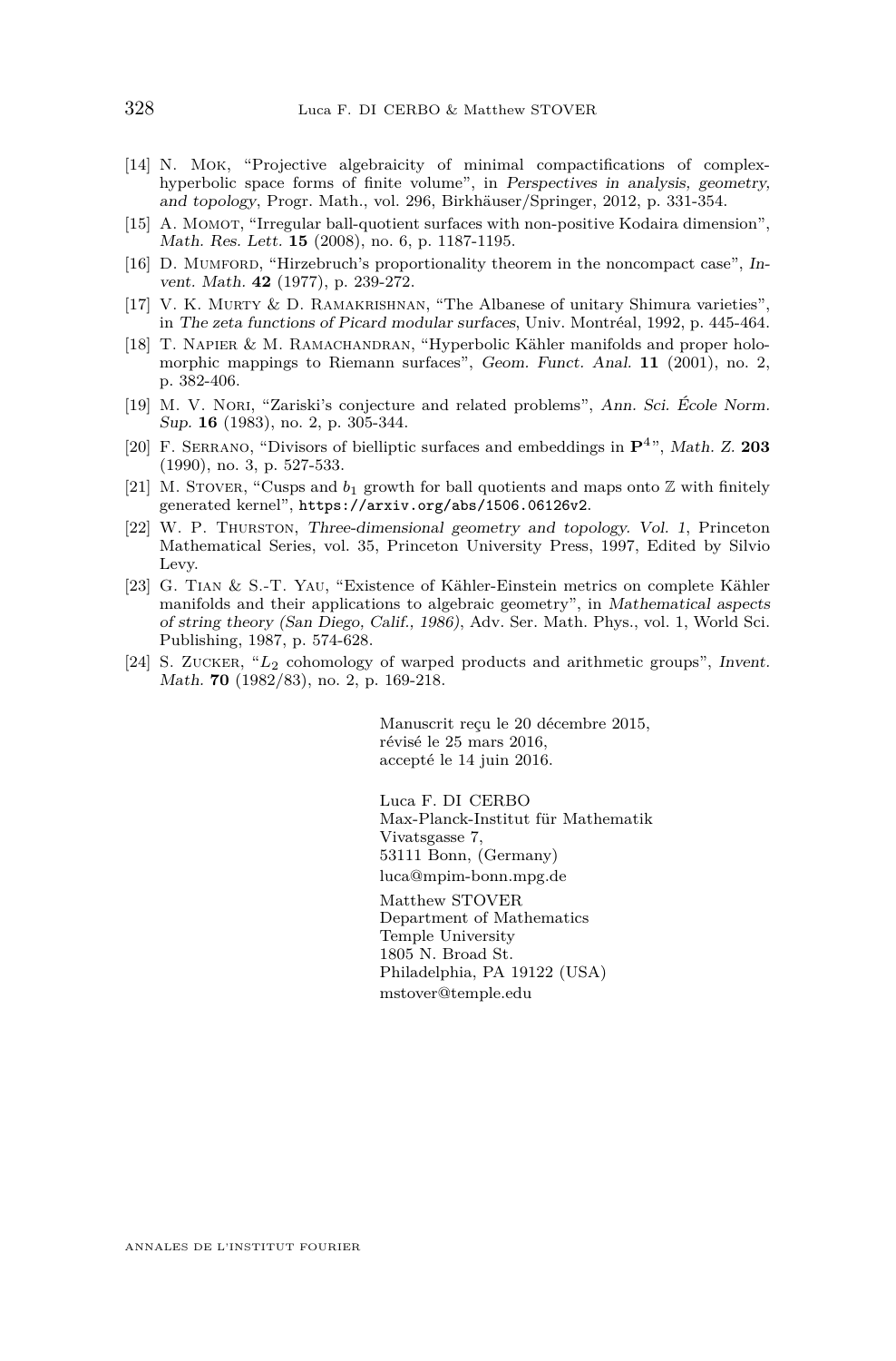[14] N. Mok, "Projective algebraicity of minimal compactifications of complex-hyperbolic space forms of finite volume", in *Perspectives in analysis, geometry, and topology*, Progr. Math., vol. 296, Birkhäuser/Springer, 2012, p. 331-354.

[15] A. Momot, "Irregular ball-quotient surfaces with non-positive Kodaira dimension", *Math. Res. Lett.* **15** (2008), no. 6, p. 1187-1195.

[16] D. Mumford, "Hirzebruch's proportionality theorem in the noncompact case", *Invent. Math.* **42** (1977), p. 239-272.

[17] V. K. Murty & D. Ramakrishnan, "The Albanese of unitary Shimura varieties", in *The zeta functions of Picard modular surfaces*, Univ. Montréal, 1992, p. 445-464.

[18] T. Napier & M. Ramachandran, "Hyperbolic Kähler manifolds and proper holomorphic mappings to Riemann surfaces", *Geom. Funct. Anal.* **11** (2001), no. 2, p. 382-406.

[19] M. V. Nori, "Zariski's conjecture and related problems", *Ann. Sci. École Norm. Sup.* **16** (1983), no. 2, p. 305-344.

[20] F. Serrano, "Divisors of bielliptic surfaces and embeddings in $\mathbf{P}^4$", *Math. Z.* **203** (1990), no. 3, p. 527-533.

[21] M. Stover, "Cusps and $b_1$ growth for ball quotients and maps onto $\mathbb{Z}$ with finitely generated kernel", `https://arxiv.org/abs/1506.06126v2`.

[22] W. P. Thurston, *Three-dimensional geometry and topology. Vol. 1*, Princeton Mathematical Series, vol. 35, Princeton University Press, 1997, Edited by Silvio Levy.

[23] G. Tian & S.-T. Yau, "Existence of Kähler-Einstein metrics on complete Kähler manifolds and their applications to algebraic geometry", in *Mathematical aspects of string theory (San Diego, Calif., 1986)*, Adv. Ser. Math. Phys., vol. 1, World Sci. Publishing, 1987, p. 574-628.

[24] S. Zucker, "$L_2$ cohomology of warped products and arithmetic groups", *Invent. Math.* **70** (1982/83), no. 2, p. 169-218.

Manuscrit reçu le 20 décembre 2015,
révisé le 25 mars 2016,
accepté le 14 juin 2016.

Luca F. DI CERBO
Max-Planck-Institut für Mathematik
Vivatsgasse 7,
53111 Bonn, (Germany)
luca@mpim-bonn.mpg.de

Matthew STOVER
Department of Mathematics
Temple University
1805 N. Broad St.
Philadelphia, PA 19122 (USA)
mstover@temple.edu